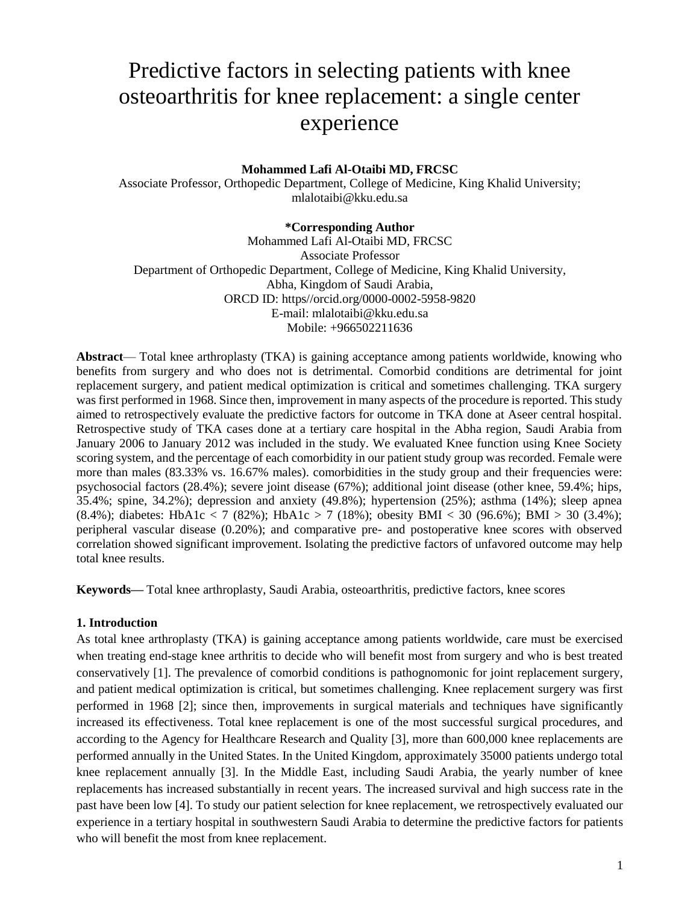# Predictive factors in selecting patients with knee osteoarthritis for knee replacement: a single center experience

**Mohammed Lafi Al-Otaibi MD, FRCSC**

Associate Professor, Orthopedic Department, College of Medicine, King Khalid University; mlalotaibi@kku.edu.sa

**\*Corresponding Author**

Mohammed Lafi Al-Otaibi MD, FRCSC
Associate Professor
Department of Orthopedic Department, College of Medicine, King Khalid University,
Abha, Kingdom of Saudi Arabia,
ORCD ID: https//orcid.org/0000-0002-5958-9820
E-mail: mlalotaibi@kku.edu.sa
Mobile: +966502211636

**Abstract**— Total knee arthroplasty (TKA) is gaining acceptance among patients worldwide, knowing who benefits from surgery and who does not is detrimental. Comorbid conditions are detrimental for joint replacement surgery, and patient medical optimization is critical and sometimes challenging. TKA surgery was first performed in 1968. Since then, improvement in many aspects of the procedure is reported. This study aimed to retrospectively evaluate the predictive factors for outcome in TKA done at Aseer central hospital. Retrospective study of TKA cases done at a tertiary care hospital in the Abha region, Saudi Arabia from January 2006 to January 2012 was included in the study. We evaluated Knee function using Knee Society scoring system, and the percentage of each comorbidity in our patient study group was recorded. Female were more than males (83.33% vs. 16.67% males). comorbidities in the study group and their frequencies were: psychosocial factors (28.4%); severe joint disease (67%); additional joint disease (other knee, 59.4%; hips, 35.4%; spine, 34.2%); depression and anxiety (49.8%); hypertension (25%); asthma (14%); sleep apnea (8.4%); diabetes: HbA1c < 7 (82%); HbA1c > 7 (18%); obesity BMI < 30 (96.6%); BMI > 30 (3.4%); peripheral vascular disease (0.20%); and comparative pre- and postoperative knee scores with observed correlation showed significant improvement. Isolating the predictive factors of unfavored outcome may help total knee results.

**Keywords—** Total knee arthroplasty, Saudi Arabia, osteoarthritis, predictive factors, knee scores

## 1. Introduction

As total knee arthroplasty (TKA) is gaining acceptance among patients worldwide, care must be exercised when treating end-stage knee arthritis to decide who will benefit most from surgery and who is best treated conservatively [1]. The prevalence of comorbid conditions is pathognomonic for joint replacement surgery, and patient medical optimization is critical, but sometimes challenging. Knee replacement surgery was first performed in 1968 [2]; since then, improvements in surgical materials and techniques have significantly increased its effectiveness. Total knee replacement is one of the most successful surgical procedures, and according to the Agency for Healthcare Research and Quality [3], more than 600,000 knee replacements are performed annually in the United States. In the United Kingdom, approximately 35000 patients undergo total knee replacement annually [3]. In the Middle East, including Saudi Arabia, the yearly number of knee replacements has increased substantially in recent years. The increased survival and high success rate in the past have been low [4]. To study our patient selection for knee replacement, we retrospectively evaluated our experience in a tertiary hospital in southwestern Saudi Arabia to determine the predictive factors for patients who will benefit the most from knee replacement.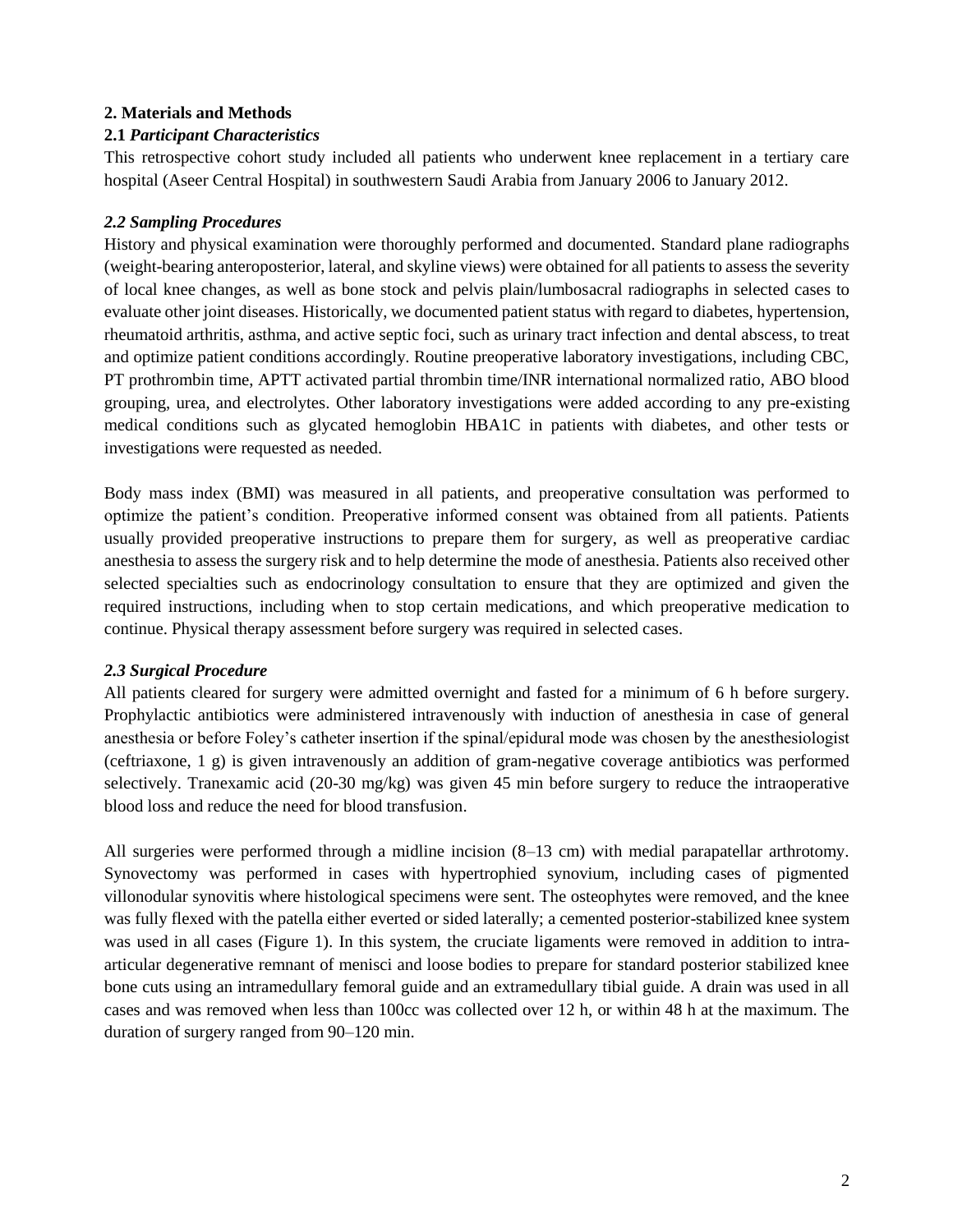## 2. Materials and Methods

### 2.1 *Participant Characteristics*

This retrospective cohort study included all patients who underwent knee replacement in a tertiary care hospital (Aseer Central Hospital) in southwestern Saudi Arabia from January 2006 to January 2012.

### *2.2 Sampling Procedures*

History and physical examination were thoroughly performed and documented. Standard plane radiographs (weight-bearing anteroposterior, lateral, and skyline views) were obtained for all patients to assess the severity of local knee changes, as well as bone stock and pelvis plain/lumbosacral radiographs in selected cases to evaluate other joint diseases. Historically, we documented patient status with regard to diabetes, hypertension, rheumatoid arthritis, asthma, and active septic foci, such as urinary tract infection and dental abscess, to treat and optimize patient conditions accordingly. Routine preoperative laboratory investigations, including CBC, PT prothrombin time, APTT activated partial thrombin time/INR international normalized ratio, ABO blood grouping, urea, and electrolytes. Other laboratory investigations were added according to any pre-existing medical conditions such as glycated hemoglobin HBA1C in patients with diabetes, and other tests or investigations were requested as needed.

Body mass index (BMI) was measured in all patients, and preoperative consultation was performed to optimize the patient's condition. Preoperative informed consent was obtained from all patients. Patients usually provided preoperative instructions to prepare them for surgery, as well as preoperative cardiac anesthesia to assess the surgery risk and to help determine the mode of anesthesia. Patients also received other selected specialties such as endocrinology consultation to ensure that they are optimized and given the required instructions, including when to stop certain medications, and which preoperative medication to continue. Physical therapy assessment before surgery was required in selected cases.

### *2.3 Surgical Procedure*

All patients cleared for surgery were admitted overnight and fasted for a minimum of 6 h before surgery. Prophylactic antibiotics were administered intravenously with induction of anesthesia in case of general anesthesia or before Foley's catheter insertion if the spinal/epidural mode was chosen by the anesthesiologist (ceftriaxone, 1 g) is given intravenously an addition of gram-negative coverage antibiotics was performed selectively. Tranexamic acid (20-30 mg/kg) was given 45 min before surgery to reduce the intraoperative blood loss and reduce the need for blood transfusion.

All surgeries were performed through a midline incision (8–13 cm) with medial parapatellar arthrotomy. Synovectomy was performed in cases with hypertrophied synovium, including cases of pigmented villonodular synovitis where histological specimens were sent. The osteophytes were removed, and the knee was fully flexed with the patella either everted or sided laterally; a cemented posterior-stabilized knee system was used in all cases (Figure 1). In this system, the cruciate ligaments were removed in addition to intra-articular degenerative remnant of menisci and loose bodies to prepare for standard posterior stabilized knee bone cuts using an intramedullary femoral guide and an extramedullary tibial guide. A drain was used in all cases and was removed when less than 100cc was collected over 12 h, or within 48 h at the maximum. The duration of surgery ranged from 90–120 min.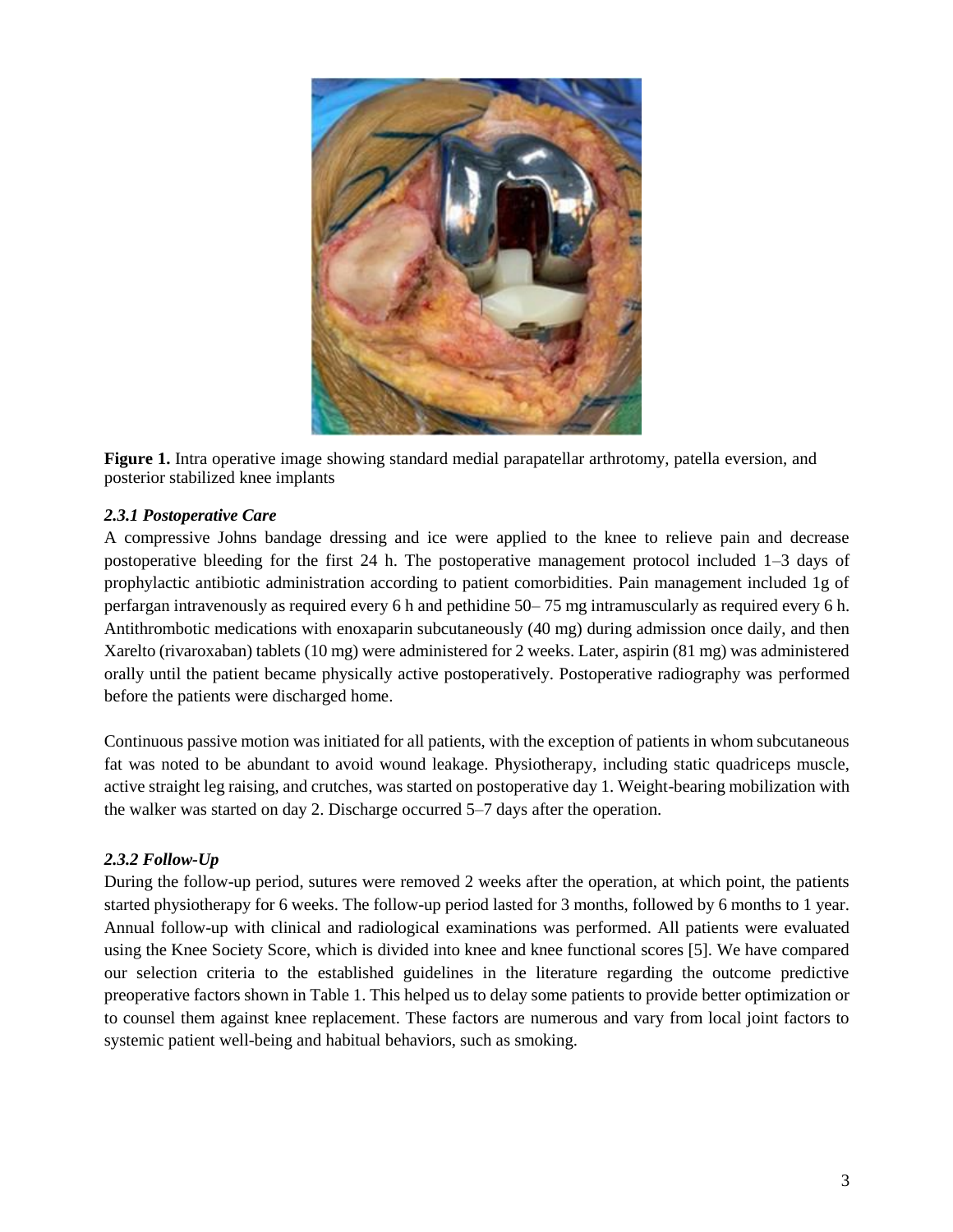**Figure 1.** Intra operative image showing standard medial parapatellar arthrotomy, patella eversion, and posterior stabilized knee implants

### *2.3.1 Postoperative Care*

A compressive Johns bandage dressing and ice were applied to the knee to relieve pain and decrease postoperative bleeding for the first 24 h. The postoperative management protocol included 1–3 days of prophylactic antibiotic administration according to patient comorbidities. Pain management included 1g of perfargan intravenously as required every 6 h and pethidine 50– 75 mg intramuscularly as required every 6 h. Antithrombotic medications with enoxaparin subcutaneously (40 mg) during admission once daily, and then Xarelto (rivaroxaban) tablets (10 mg) were administered for 2 weeks. Later, aspirin (81 mg) was administered orally until the patient became physically active postoperatively. Postoperative radiography was performed before the patients were discharged home.

Continuous passive motion was initiated for all patients, with the exception of patients in whom subcutaneous fat was noted to be abundant to avoid wound leakage. Physiotherapy, including static quadriceps muscle, active straight leg raising, and crutches, was started on postoperative day 1. Weight-bearing mobilization with the walker was started on day 2. Discharge occurred 5–7 days after the operation.

### *2.3.2 Follow-Up*

During the follow-up period, sutures were removed 2 weeks after the operation, at which point, the patients started physiotherapy for 6 weeks. The follow-up period lasted for 3 months, followed by 6 months to 1 year. Annual follow-up with clinical and radiological examinations was performed. All patients were evaluated using the Knee Society Score, which is divided into knee and knee functional scores [5]. We have compared our selection criteria to the established guidelines in the literature regarding the outcome predictive preoperative factors shown in Table 1. This helped us to delay some patients to provide better optimization or to counsel them against knee replacement. These factors are numerous and vary from local joint factors to systemic patient well-being and habitual behaviors, such as smoking.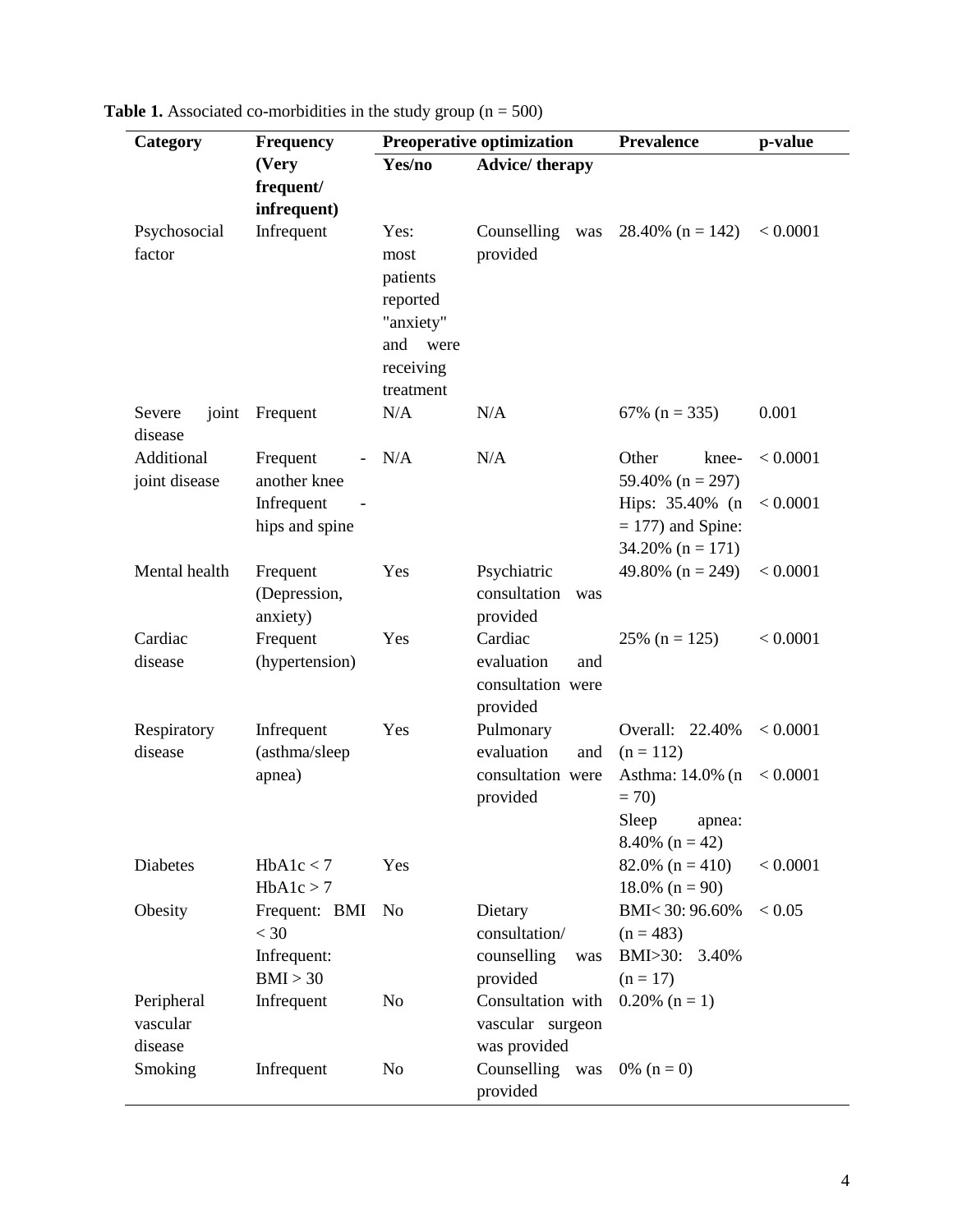**Table 1.** Associated co-morbidities in the study group (n = 500)

| Category | Frequency (Very frequent/ infrequent) | Preoperative optimization | | Prevalence | p-value |
|---|---|---|---|---|---|
| | | Yes/no | Advice/ therapy | | |
| Psychosocial factor | Infrequent | Yes: most patients reported "anxiety" and were receiving treatment | Counselling was provided | 28.40% (n = 142) | < 0.0001 |
| Severe joint disease | Frequent | N/A | N/A | 67% (n = 335) | 0.001 |
| Additional joint disease | Frequent - another knee | N/A | N/A | Other knee- 59.40% (n = 297) | < 0.0001 |
| | Infrequent - hips and spine | | | Hips: 35.40% (n = 177) and Spine: 34.20% (n = 171) | < 0.0001 |
| Mental health | Frequent (Depression, anxiety) | Yes | Psychiatric consultation was provided | 49.80% (n = 249) | < 0.0001 |
| Cardiac disease | Frequent (hypertension) | Yes | Cardiac evaluation and consultation were provided | 25% (n = 125) | < 0.0001 |
| Respiratory disease | Infrequent (asthma/sleep apnea) | Yes | Pulmonary evaluation and consultation were provided | Overall: 22.40% (n = 112) | < 0.0001 |
| | | | | Asthma: 14.0% (n = 70) | < 0.0001 |
| | | | | Sleep apnea: 8.40% (n = 42) | |
| Diabetes | HbA1c < 7 | Yes | | 82.0% (n = 410) | < 0.0001 |
| | HbA1c > 7 | | | 18.0% (n = 90) | |
| Obesity | Frequent: BMI < 30<br>Infrequent: BMI > 30 | No | Dietary consultation/ counselling was provided | BMI< 30: 96.60% (n = 483)<br>BMI>30: 3.40% (n = 17) | < 0.05 |
| Peripheral vascular disease | Infrequent | No | Consultation with vascular surgeon was provided | 0.20% (n = 1) | |
| Smoking | Infrequent | No | Counselling was provided | 0% (n = 0) | |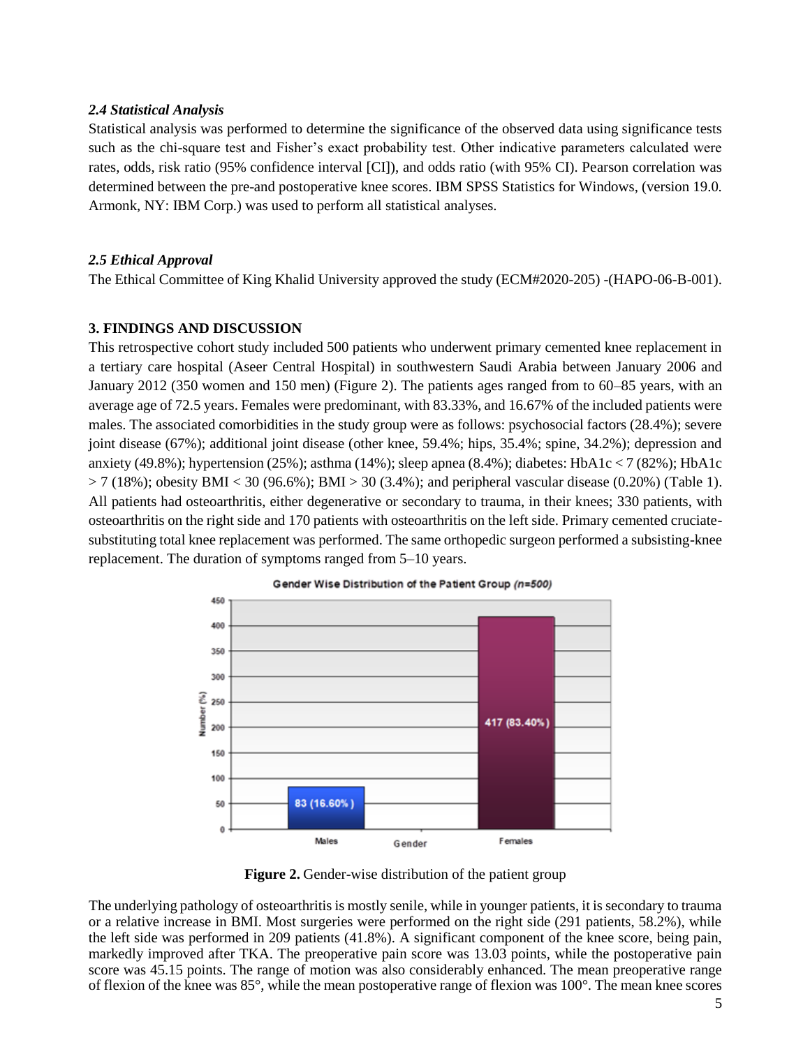### *2.4 Statistical Analysis*

Statistical analysis was performed to determine the significance of the observed data using significance tests such as the chi-square test and Fisher's exact probability test. Other indicative parameters calculated were rates, odds, risk ratio (95% confidence interval [CI]), and odds ratio (with 95% CI). Pearson correlation was determined between the pre-and postoperative knee scores. IBM SPSS Statistics for Windows, (version 19.0. Armonk, NY: IBM Corp.) was used to perform all statistical analyses.

### *2.5 Ethical Approval*

The Ethical Committee of King Khalid University approved the study (ECM#2020-205) -(HAPO-06-B-001).

## 3. FINDINGS AND DISCUSSION

This retrospective cohort study included 500 patients who underwent primary cemented knee replacement in a tertiary care hospital (Aseer Central Hospital) in southwestern Saudi Arabia between January 2006 and January 2012 (350 women and 150 men) (Figure 2). The patients ages ranged from to 60–85 years, with an average age of 72.5 years. Females were predominant, with 83.33%, and 16.67% of the included patients were males. The associated comorbidities in the study group were as follows: psychosocial factors (28.4%); severe joint disease (67%); additional joint disease (other knee, 59.4%; hips, 35.4%; spine, 34.2%); depression and anxiety (49.8%); hypertension (25%); asthma (14%); sleep apnea (8.4%); diabetes: HbA1c < 7 (82%); HbA1c > 7 (18%); obesity BMI < 30 (96.6%); BMI > 30 (3.4%); and peripheral vascular disease (0.20%) (Table 1). All patients had osteoarthritis, either degenerative or secondary to trauma, in their knees; 330 patients, with osteoarthritis on the right side and 170 patients with osteoarthritis on the left side. Primary cemented cruciate-substituting total knee replacement was performed. The same orthopedic surgeon performed a subsisting-knee replacement. The duration of symptoms ranged from 5–10 years.

Gender Wise Distribution of the Patient Group *(n=500)*

| Gender | Number (%) |
|---|---|
| Males | 83 (16.60%) |
| Females | 417 (83.40%) |

**Figure 2.** Gender-wise distribution of the patient group

The underlying pathology of osteoarthritis is mostly senile, while in younger patients, it is secondary to trauma or a relative increase in BMI. Most surgeries were performed on the right side (291 patients, 58.2%), while the left side was performed in 209 patients (41.8%). A significant component of the knee score, being pain, markedly improved after TKA. The preoperative pain score was 13.03 points, while the postoperative pain score was 45.15 points. The range of motion was also considerably enhanced. The mean preoperative range of flexion of the knee was 85°, while the mean postoperative range of flexion was 100°. The mean knee scores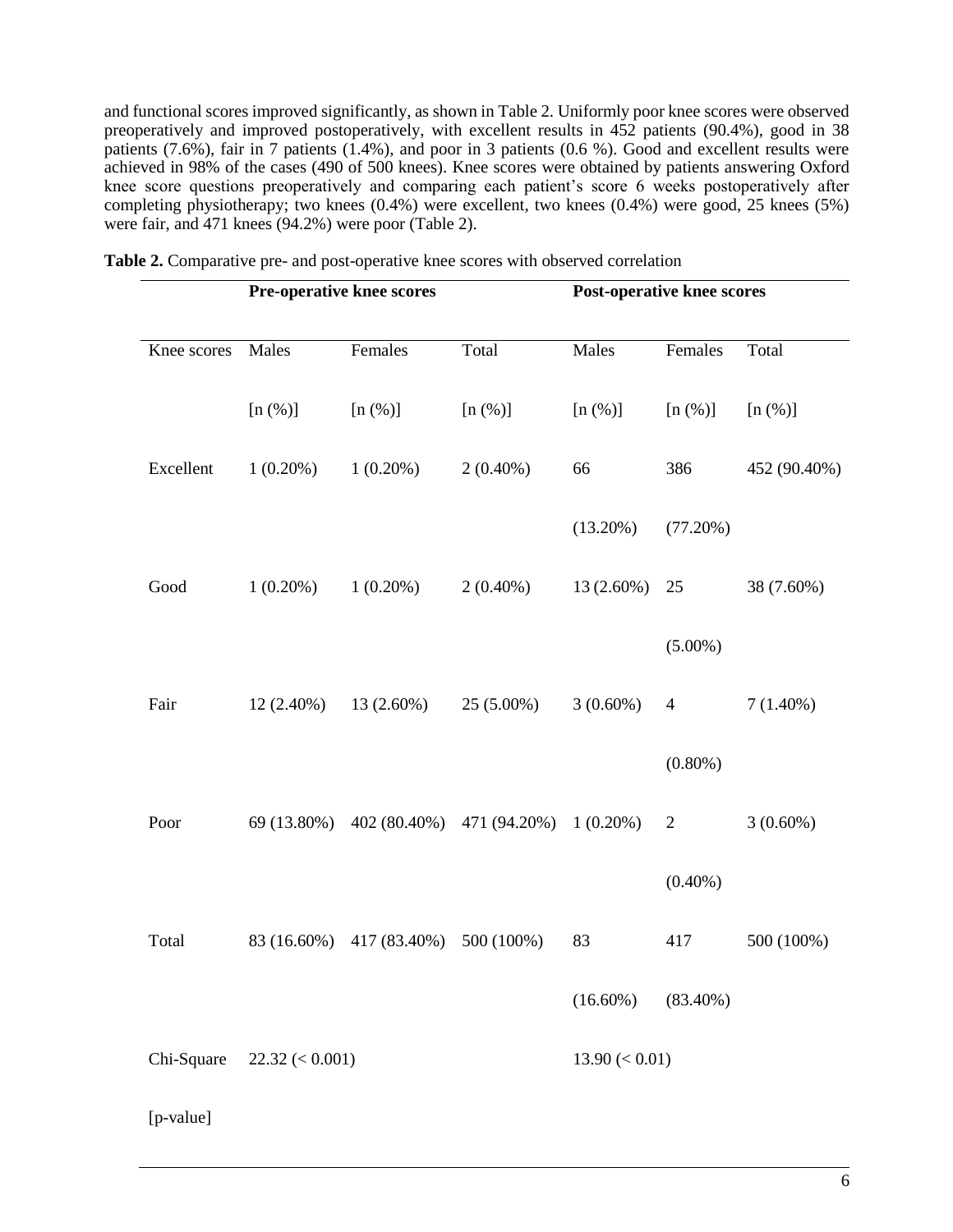and functional scores improved significantly, as shown in Table 2. Uniformly poor knee scores were observed preoperatively and improved postoperatively, with excellent results in 452 patients (90.4%), good in 38 patients (7.6%), fair in 7 patients (1.4%), and poor in 3 patients (0.6 %). Good and excellent results were achieved in 98% of the cases (490 of 500 knees). Knee scores were obtained by patients answering Oxford knee score questions preoperatively and comparing each patient's score 6 weeks postoperatively after completing physiotherapy; two knees (0.4%) were excellent, two knees (0.4%) were good, 25 knees (5%) were fair, and 471 knees (94.2%) were poor (Table 2).

**Table 2.** Comparative pre- and post-operative knee scores with observed correlation

| | Pre-operative knee scores | | | Post-operative knee scores | | |
|---|---|---|---|---|---|---|
| Knee scores | Males [n (%)] | Females [n (%)] | Total [n (%)] | Males [n (%)] | Females [n (%)] | Total [n (%)] |
| Excellent | 1 (0.20%) | 1 (0.20%) | 2 (0.40%) | 66 (13.20%) | 386 (77.20%) | 452 (90.40%) |
| Good | 1 (0.20%) | 1 (0.20%) | 2 (0.40%) | 13 (2.60%) | 25 (5.00%) | 38 (7.60%) |
| Fair | 12 (2.40%) | 13 (2.60%) | 25 (5.00%) | 3 (0.60%) | 4 (0.80%) | 7 (1.40%) |
| Poor | 69 (13.80%) | 402 (80.40%) | 471 (94.20%) | 1 (0.20%) | 2 (0.40%) | 3 (0.60%) |
| Total | 83 (16.60%) | 417 (83.40%) | 500 (100%) | 83 (16.60%) | 417 (83.40%) | 500 (100%) |
| Chi-Square [p-value] | 22.32 (< 0.001) | | | 13.90 (< 0.01) | | |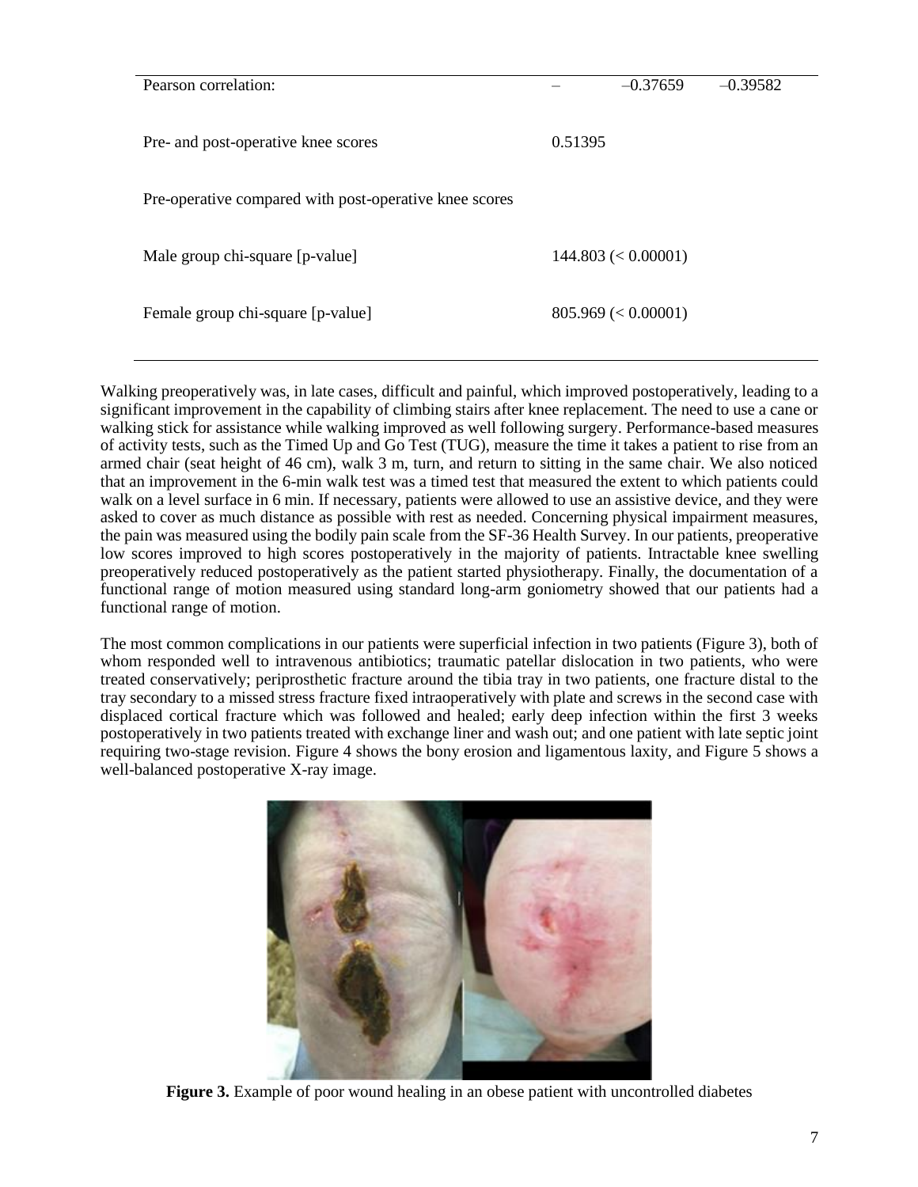| Pearson correlation: | – | –0.37659 | –0.39582 |
|---|---|---|---|
| Pre- and post-operative knee scores | 0.51395 | | |
| Pre-operative compared with post-operative knee scores | | | |
| Male group chi-square [p-value] | 144.803 (< 0.00001) | | |
| Female group chi-square [p-value] | 805.969 (< 0.00001) | | |

Walking preoperatively was, in late cases, difficult and painful, which improved postoperatively, leading to a significant improvement in the capability of climbing stairs after knee replacement. The need to use a cane or walking stick for assistance while walking improved as well following surgery. Performance-based measures of activity tests, such as the Timed Up and Go Test (TUG), measure the time it takes a patient to rise from an armed chair (seat height of 46 cm), walk 3 m, turn, and return to sitting in the same chair. We also noticed that an improvement in the 6-min walk test was a timed test that measured the extent to which patients could walk on a level surface in 6 min. If necessary, patients were allowed to use an assistive device, and they were asked to cover as much distance as possible with rest as needed. Concerning physical impairment measures, the pain was measured using the bodily pain scale from the SF-36 Health Survey. In our patients, preoperative low scores improved to high scores postoperatively in the majority of patients. Intractable knee swelling preoperatively reduced postoperatively as the patient started physiotherapy. Finally, the documentation of a functional range of motion measured using standard long-arm goniometry showed that our patients had a functional range of motion.

The most common complications in our patients were superficial infection in two patients (Figure 3), both of whom responded well to intravenous antibiotics; traumatic patellar dislocation in two patients, who were treated conservatively; periprosthetic fracture around the tibia tray in two patients, one fracture distal to the tray secondary to a missed stress fracture fixed intraoperatively with plate and screws in the second case with displaced cortical fracture which was followed and healed; early deep infection within the first 3 weeks postoperatively in two patients treated with exchange liner and wash out; and one patient with late septic joint requiring two-stage revision. Figure 4 shows the bony erosion and ligamentous laxity, and Figure 5 shows a well-balanced postoperative X-ray image.

**Figure 3.** Example of poor wound healing in an obese patient with uncontrolled diabetes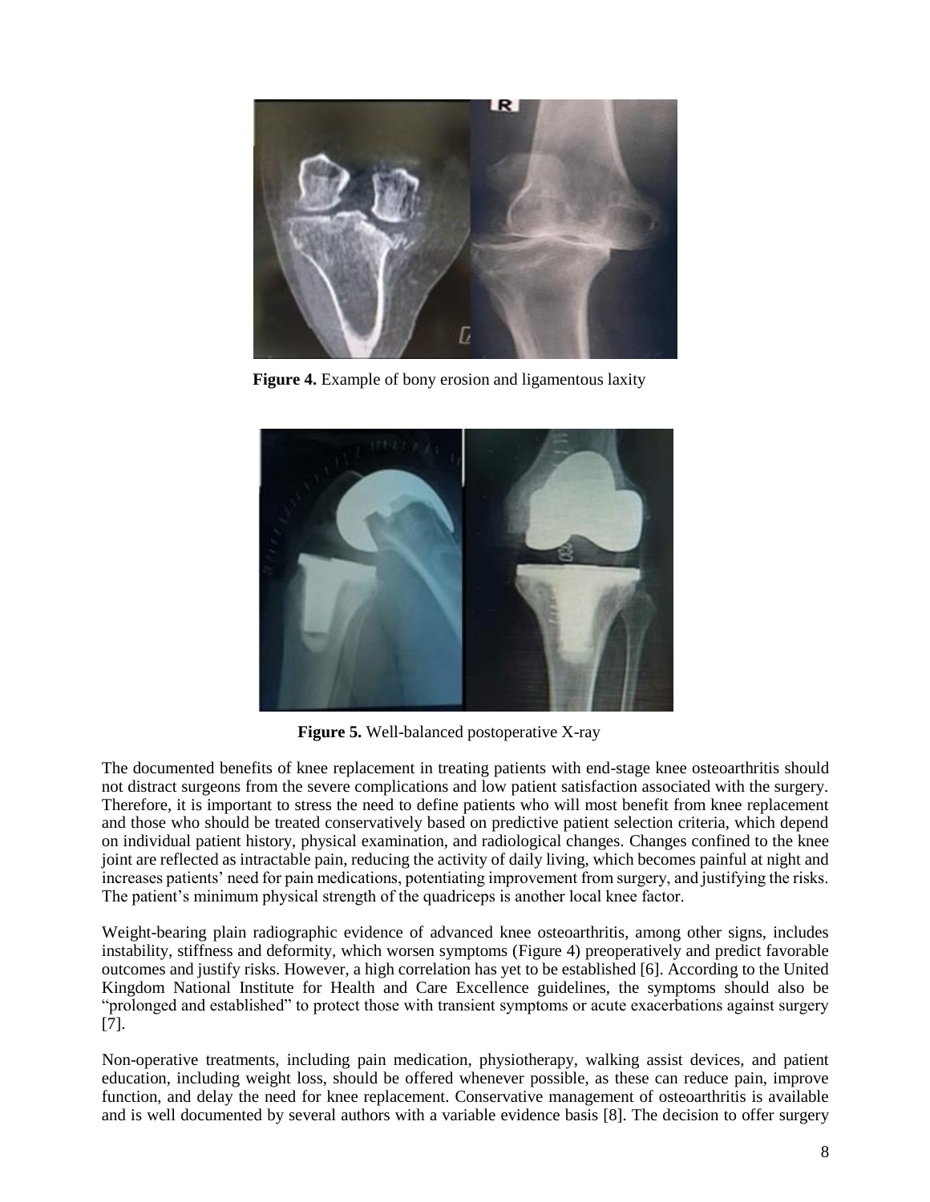**Figure 4.** Example of bony erosion and ligamentous laxity

**Figure 5.** Well-balanced postoperative X-ray

The documented benefits of knee replacement in treating patients with end-stage knee osteoarthritis should not distract surgeons from the severe complications and low patient satisfaction associated with the surgery. Therefore, it is important to stress the need to define patients who will most benefit from knee replacement and those who should be treated conservatively based on predictive patient selection criteria, which depend on individual patient history, physical examination, and radiological changes. Changes confined to the knee joint are reflected as intractable pain, reducing the activity of daily living, which becomes painful at night and increases patients' need for pain medications, potentiating improvement from surgery, and justifying the risks. The patient's minimum physical strength of the quadriceps is another local knee factor.

Weight-bearing plain radiographic evidence of advanced knee osteoarthritis, among other signs, includes instability, stiffness and deformity, which worsen symptoms (Figure 4) preoperatively and predict favorable outcomes and justify risks. However, a high correlation has yet to be established [6]. According to the United Kingdom National Institute for Health and Care Excellence guidelines, the symptoms should also be "prolonged and established" to protect those with transient symptoms or acute exacerbations against surgery [7].

Non-operative treatments, including pain medication, physiotherapy, walking assist devices, and patient education, including weight loss, should be offered whenever possible, as these can reduce pain, improve function, and delay the need for knee replacement. Conservative management of osteoarthritis is available and is well documented by several authors with a variable evidence basis [8]. The decision to offer surgery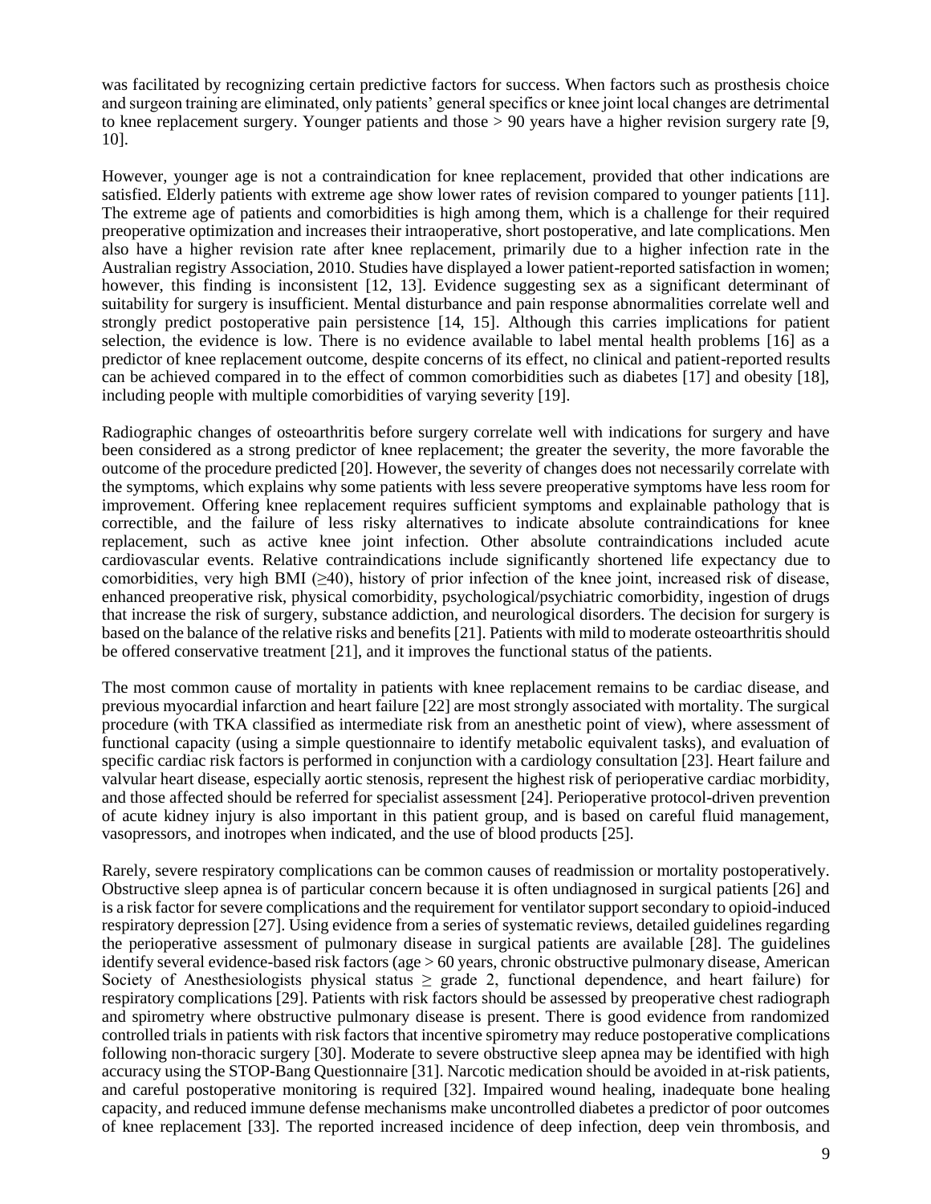was facilitated by recognizing certain predictive factors for success. When factors such as prosthesis choice and surgeon training are eliminated, only patients' general specifics or knee joint local changes are detrimental to knee replacement surgery. Younger patients and those > 90 years have a higher revision surgery rate [9, 10].

However, younger age is not a contraindication for knee replacement, provided that other indications are satisfied. Elderly patients with extreme age show lower rates of revision compared to younger patients [11]. The extreme age of patients and comorbidities is high among them, which is a challenge for their required preoperative optimization and increases their intraoperative, short postoperative, and late complications. Men also have a higher revision rate after knee replacement, primarily due to a higher infection rate in the Australian registry Association, 2010. Studies have displayed a lower patient-reported satisfaction in women; however, this finding is inconsistent [12, 13]. Evidence suggesting sex as a significant determinant of suitability for surgery is insufficient. Mental disturbance and pain response abnormalities correlate well and strongly predict postoperative pain persistence [14, 15]. Although this carries implications for patient selection, the evidence is low. There is no evidence available to label mental health problems [16] as a predictor of knee replacement outcome, despite concerns of its effect, no clinical and patient-reported results can be achieved compared in to the effect of common comorbidities such as diabetes [17] and obesity [18], including people with multiple comorbidities of varying severity [19].

Radiographic changes of osteoarthritis before surgery correlate well with indications for surgery and have been considered as a strong predictor of knee replacement; the greater the severity, the more favorable the outcome of the procedure predicted [20]. However, the severity of changes does not necessarily correlate with the symptoms, which explains why some patients with less severe preoperative symptoms have less room for improvement. Offering knee replacement requires sufficient symptoms and explainable pathology that is correctible, and the failure of less risky alternatives to indicate absolute contraindications for knee replacement, such as active knee joint infection. Other absolute contraindications included acute cardiovascular events. Relative contraindications include significantly shortened life expectancy due to comorbidities, very high BMI (≥40), history of prior infection of the knee joint, increased risk of disease, enhanced preoperative risk, physical comorbidity, psychological/psychiatric comorbidity, ingestion of drugs that increase the risk of surgery, substance addiction, and neurological disorders. The decision for surgery is based on the balance of the relative risks and benefits [21]. Patients with mild to moderate osteoarthritis should be offered conservative treatment [21], and it improves the functional status of the patients.

The most common cause of mortality in patients with knee replacement remains to be cardiac disease, and previous myocardial infarction and heart failure [22] are most strongly associated with mortality. The surgical procedure (with TKA classified as intermediate risk from an anesthetic point of view), where assessment of functional capacity (using a simple questionnaire to identify metabolic equivalent tasks), and evaluation of specific cardiac risk factors is performed in conjunction with a cardiology consultation [23]. Heart failure and valvular heart disease, especially aortic stenosis, represent the highest risk of perioperative cardiac morbidity, and those affected should be referred for specialist assessment [24]. Perioperative protocol-driven prevention of acute kidney injury is also important in this patient group, and is based on careful fluid management, vasopressors, and inotropes when indicated, and the use of blood products [25].

Rarely, severe respiratory complications can be common causes of readmission or mortality postoperatively. Obstructive sleep apnea is of particular concern because it is often undiagnosed in surgical patients [26] and is a risk factor for severe complications and the requirement for ventilator support secondary to opioid-induced respiratory depression [27]. Using evidence from a series of systematic reviews, detailed guidelines regarding the perioperative assessment of pulmonary disease in surgical patients are available [28]. The guidelines identify several evidence-based risk factors (age > 60 years, chronic obstructive pulmonary disease, American Society of Anesthesiologists physical status ≥ grade 2, functional dependence, and heart failure) for respiratory complications [29]. Patients with risk factors should be assessed by preoperative chest radiograph and spirometry where obstructive pulmonary disease is present. There is good evidence from randomized controlled trials in patients with risk factors that incentive spirometry may reduce postoperative complications following non-thoracic surgery [30]. Moderate to severe obstructive sleep apnea may be identified with high accuracy using the STOP-Bang Questionnaire [31]. Narcotic medication should be avoided in at-risk patients, and careful postoperative monitoring is required [32]. Impaired wound healing, inadequate bone healing capacity, and reduced immune defense mechanisms make uncontrolled diabetes a predictor of poor outcomes of knee replacement [33]. The reported increased incidence of deep infection, deep vein thrombosis, and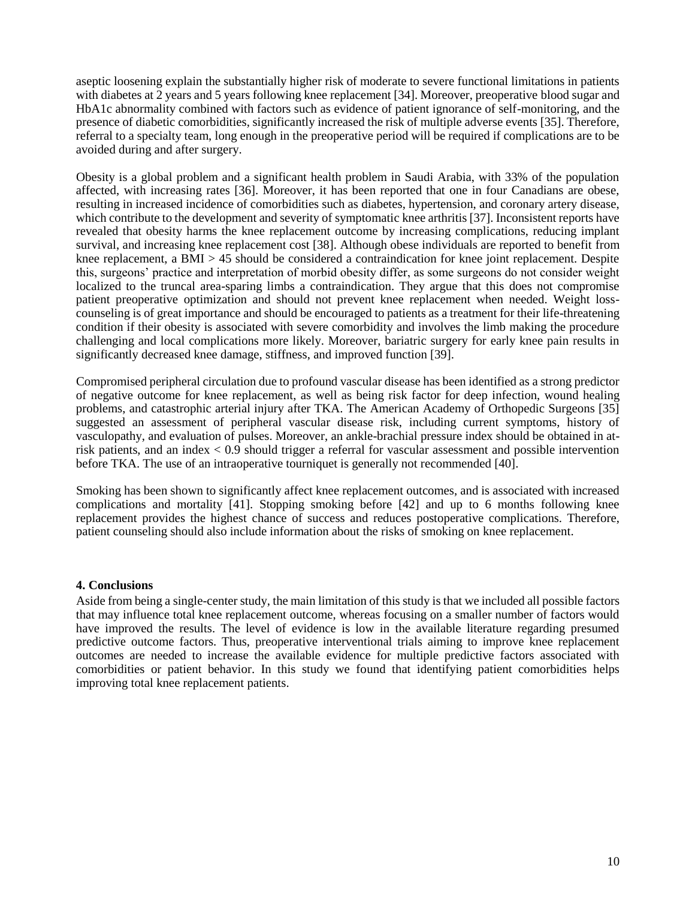aseptic loosening explain the substantially higher risk of moderate to severe functional limitations in patients with diabetes at 2 years and 5 years following knee replacement [34]. Moreover, preoperative blood sugar and HbA1c abnormality combined with factors such as evidence of patient ignorance of self-monitoring, and the presence of diabetic comorbidities, significantly increased the risk of multiple adverse events [35]. Therefore, referral to a specialty team, long enough in the preoperative period will be required if complications are to be avoided during and after surgery.

Obesity is a global problem and a significant health problem in Saudi Arabia, with 33% of the population affected, with increasing rates [36]. Moreover, it has been reported that one in four Canadians are obese, resulting in increased incidence of comorbidities such as diabetes, hypertension, and coronary artery disease, which contribute to the development and severity of symptomatic knee arthritis [37]. Inconsistent reports have revealed that obesity harms the knee replacement outcome by increasing complications, reducing implant survival, and increasing knee replacement cost [38]. Although obese individuals are reported to benefit from knee replacement, a BMI > 45 should be considered a contraindication for knee joint replacement. Despite this, surgeons' practice and interpretation of morbid obesity differ, as some surgeons do not consider weight localized to the truncal area-sparing limbs a contraindication. They argue that this does not compromise patient preoperative optimization and should not prevent knee replacement when needed. Weight loss-counseling is of great importance and should be encouraged to patients as a treatment for their life-threatening condition if their obesity is associated with severe comorbidity and involves the limb making the procedure challenging and local complications more likely. Moreover, bariatric surgery for early knee pain results in significantly decreased knee damage, stiffness, and improved function [39].

Compromised peripheral circulation due to profound vascular disease has been identified as a strong predictor of negative outcome for knee replacement, as well as being risk factor for deep infection, wound healing problems, and catastrophic arterial injury after TKA. The American Academy of Orthopedic Surgeons [35] suggested an assessment of peripheral vascular disease risk, including current symptoms, history of vasculopathy, and evaluation of pulses. Moreover, an ankle-brachial pressure index should be obtained in at-risk patients, and an index < 0.9 should trigger a referral for vascular assessment and possible intervention before TKA. The use of an intraoperative tourniquet is generally not recommended [40].

Smoking has been shown to significantly affect knee replacement outcomes, and is associated with increased complications and mortality [41]. Stopping smoking before [42] and up to 6 months following knee replacement provides the highest chance of success and reduces postoperative complications. Therefore, patient counseling should also include information about the risks of smoking on knee replacement.

## 4. Conclusions

Aside from being a single-center study, the main limitation of this study is that we included all possible factors that may influence total knee replacement outcome, whereas focusing on a smaller number of factors would have improved the results. The level of evidence is low in the available literature regarding presumed predictive outcome factors. Thus, preoperative interventional trials aiming to improve knee replacement outcomes are needed to increase the available evidence for multiple predictive factors associated with comorbidities or patient behavior. In this study we found that identifying patient comorbidities helps improving total knee replacement patients.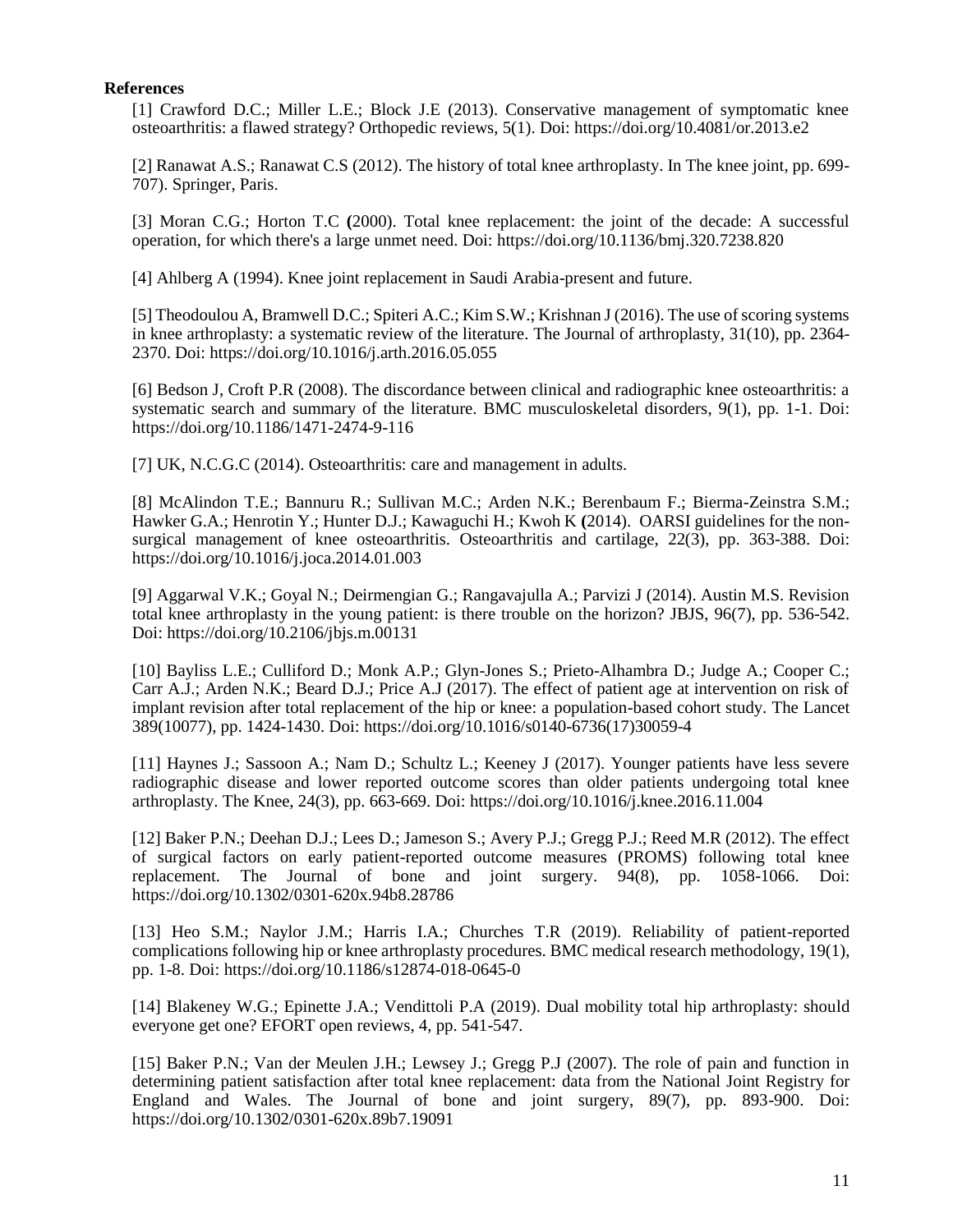**References**

[1] Crawford D.C.; Miller L.E.; Block J.E (2013). Conservative management of symptomatic knee osteoarthritis: a flawed strategy? Orthopedic reviews, 5(1). Doi: https://doi.org/10.4081/or.2013.e2

[2] Ranawat A.S.; Ranawat C.S (2012). The history of total knee arthroplasty. In The knee joint, pp. 699-707). Springer, Paris.

[3] Moran C.G.; Horton T.C **(**2000). Total knee replacement: the joint of the decade: A successful operation, for which there's a large unmet need. Doi: https://doi.org/10.1136/bmj.320.7238.820

[4] Ahlberg A (1994). Knee joint replacement in Saudi Arabia-present and future.

[5] Theodoulou A, Bramwell D.C.; Spiteri A.C.; Kim S.W.; Krishnan J (2016). The use of scoring systems in knee arthroplasty: a systematic review of the literature. The Journal of arthroplasty, 31(10), pp. 2364-2370. Doi: https://doi.org/10.1016/j.arth.2016.05.055

[6] Bedson J, Croft P.R (2008). The discordance between clinical and radiographic knee osteoarthritis: a systematic search and summary of the literature. BMC musculoskeletal disorders, 9(1), pp. 1-1. Doi: https://doi.org/10.1186/1471-2474-9-116

[7] UK, N.C.G.C (2014). Osteoarthritis: care and management in adults.

[8] McAlindon T.E.; Bannuru R.; Sullivan M.C.; Arden N.K.; Berenbaum F.; Bierma-Zeinstra S.M.; Hawker G.A.; Henrotin Y.; Hunter D.J.; Kawaguchi H.; Kwoh K **(**2014). OARSI guidelines for the non-surgical management of knee osteoarthritis. Osteoarthritis and cartilage, 22(3), pp. 363-388. Doi: https://doi.org/10.1016/j.joca.2014.01.003

[9] Aggarwal V.K.; Goyal N.; Deirmengian G.; Rangavajulla A.; Parvizi J (2014). Austin M.S. Revision total knee arthroplasty in the young patient: is there trouble on the horizon? JBJS, 96(7), pp. 536-542. Doi: https://doi.org/10.2106/jbjs.m.00131

[10] Bayliss L.E.; Culliford D.; Monk A.P.; Glyn-Jones S.; Prieto-Alhambra D.; Judge A.; Cooper C.; Carr A.J.; Arden N.K.; Beard D.J.; Price A.J (2017). The effect of patient age at intervention on risk of implant revision after total replacement of the hip or knee: a population-based cohort study. The Lancet 389(10077), pp. 1424-1430. Doi: https://doi.org/10.1016/s0140-6736(17)30059-4

[11] Haynes J.; Sassoon A.; Nam D.; Schultz L.; Keeney J (2017). Younger patients have less severe radiographic disease and lower reported outcome scores than older patients undergoing total knee arthroplasty. The Knee, 24(3), pp. 663-669. Doi: https://doi.org/10.1016/j.knee.2016.11.004

[12] Baker P.N.; Deehan D.J.; Lees D.; Jameson S.; Avery P.J.; Gregg P.J.; Reed M.R (2012). The effect of surgical factors on early patient-reported outcome measures (PROMS) following total knee replacement. The Journal of bone and joint surgery. 94(8), pp. 1058-1066. Doi: https://doi.org/10.1302/0301-620x.94b8.28786

[13] Heo S.M.; Naylor J.M.; Harris I.A.; Churches T.R (2019). Reliability of patient-reported complications following hip or knee arthroplasty procedures. BMC medical research methodology, 19(1), pp. 1-8. Doi: https://doi.org/10.1186/s12874-018-0645-0

[14] Blakeney W.G.; Epinette J.A.; Vendittoli P.A (2019). Dual mobility total hip arthroplasty: should everyone get one? EFORT open reviews, 4, pp. 541-547.

[15] Baker P.N.; Van der Meulen J.H.; Lewsey J.; Gregg P.J (2007). The role of pain and function in determining patient satisfaction after total knee replacement: data from the National Joint Registry for England and Wales. The Journal of bone and joint surgery, 89(7), pp. 893-900. Doi: https://doi.org/10.1302/0301-620x.89b7.19091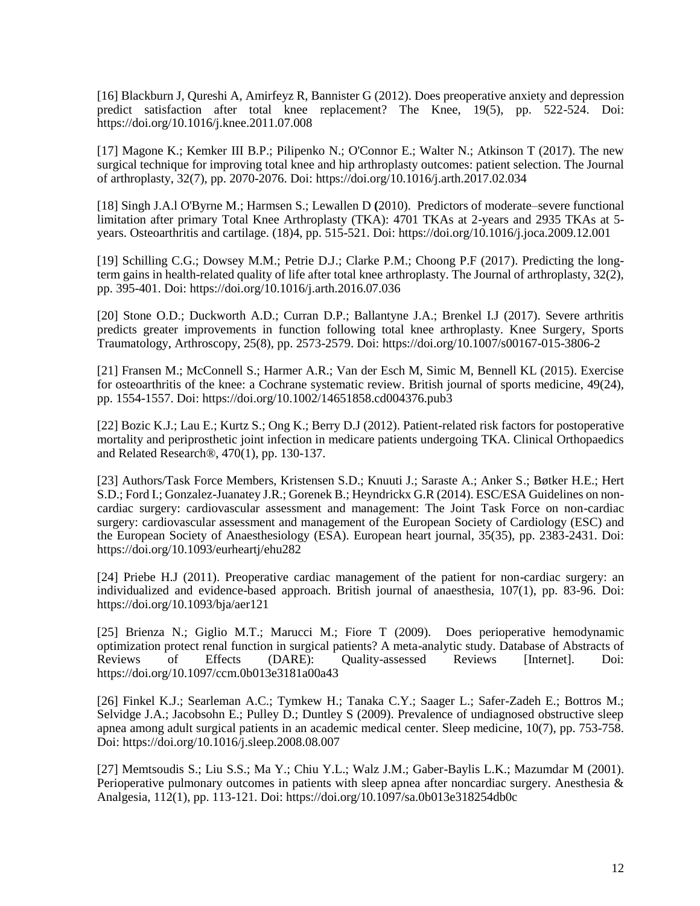[16] Blackburn J, Qureshi A, Amirfeyz R, Bannister G (2012). Does preoperative anxiety and depression predict satisfaction after total knee replacement? The Knee, 19(5), pp. 522-524. Doi: https://doi.org/10.1016/j.knee.2011.07.008

[17] Magone K.; Kemker III B.P.; Pilipenko N.; O'Connor E.; Walter N.; Atkinson T (2017). The new surgical technique for improving total knee and hip arthroplasty outcomes: patient selection. The Journal of arthroplasty, 32(7), pp. 2070-2076. Doi: https://doi.org/10.1016/j.arth.2017.02.034

[18] Singh J.A.l O'Byrne M.; Harmsen S.; Lewallen D (2010). Predictors of moderate–severe functional limitation after primary Total Knee Arthroplasty (TKA): 4701 TKAs at 2-years and 2935 TKAs at 5-years. Osteoarthritis and cartilage. (18)4, pp. 515-521. Doi: https://doi.org/10.1016/j.joca.2009.12.001

[19] Schilling C.G.; Dowsey M.M.; Petrie D.J.; Clarke P.M.; Choong P.F (2017). Predicting the long-term gains in health-related quality of life after total knee arthroplasty. The Journal of arthroplasty, 32(2), pp. 395-401. Doi: https://doi.org/10.1016/j.arth.2016.07.036

[20] Stone O.D.; Duckworth A.D.; Curran D.P.; Ballantyne J.A.; Brenkel I.J (2017). Severe arthritis predicts greater improvements in function following total knee arthroplasty. Knee Surgery, Sports Traumatology, Arthroscopy, 25(8), pp. 2573-2579. Doi: https://doi.org/10.1007/s00167-015-3806-2

[21] Fransen M.; McConnell S.; Harmer A.R.; Van der Esch M, Simic M, Bennell KL (2015). Exercise for osteoarthritis of the knee: a Cochrane systematic review. British journal of sports medicine, 49(24), pp. 1554-1557. Doi: https://doi.org/10.1002/14651858.cd004376.pub3

[22] Bozic K.J.; Lau E.; Kurtz S.; Ong K.; Berry D.J (2012). Patient-related risk factors for postoperative mortality and periprosthetic joint infection in medicare patients undergoing TKA. Clinical Orthopaedics and Related Research®, 470(1), pp. 130-137.

[23] Authors/Task Force Members, Kristensen S.D.; Knuuti J.; Saraste A.; Anker S.; Bøtker H.E.; Hert S.D.; Ford I.; Gonzalez-Juanatey J.R.; Gorenek B.; Heyndrickx G.R (2014). ESC/ESA Guidelines on non-cardiac surgery: cardiovascular assessment and management: The Joint Task Force on non-cardiac surgery: cardiovascular assessment and management of the European Society of Cardiology (ESC) and the European Society of Anaesthesiology (ESA). European heart journal, 35(35), pp. 2383-2431. Doi: https://doi.org/10.1093/eurheartj/ehu282

[24] Priebe H.J (2011). Preoperative cardiac management of the patient for non-cardiac surgery: an individualized and evidence-based approach. British journal of anaesthesia, 107(1), pp. 83-96. Doi: https://doi.org/10.1093/bja/aer121

[25] Brienza N.; Giglio M.T.; Marucci M.; Fiore T (2009). Does perioperative hemodynamic optimization protect renal function in surgical patients? A meta-analytic study. Database of Abstracts of Reviews of Effects (DARE): Quality-assessed Reviews [Internet]. Doi: https://doi.org/10.1097/ccm.0b013e3181a00a43

[26] Finkel K.J.; Searleman A.C.; Tymkew H.; Tanaka C.Y.; Saager L.; Safer-Zadeh E.; Bottros M.; Selvidge J.A.; Jacobsohn E.; Pulley D.; Duntley S (2009). Prevalence of undiagnosed obstructive sleep apnea among adult surgical patients in an academic medical center. Sleep medicine, 10(7), pp. 753-758. Doi: https://doi.org/10.1016/j.sleep.2008.08.007

[27] Memtsoudis S.; Liu S.S.; Ma Y.; Chiu Y.L.; Walz J.M.; Gaber-Baylis L.K.; Mazumdar M (2001). Perioperative pulmonary outcomes in patients with sleep apnea after noncardiac surgery. Anesthesia & Analgesia, 112(1), pp. 113-121. Doi: https://doi.org/10.1097/sa.0b013e318254db0c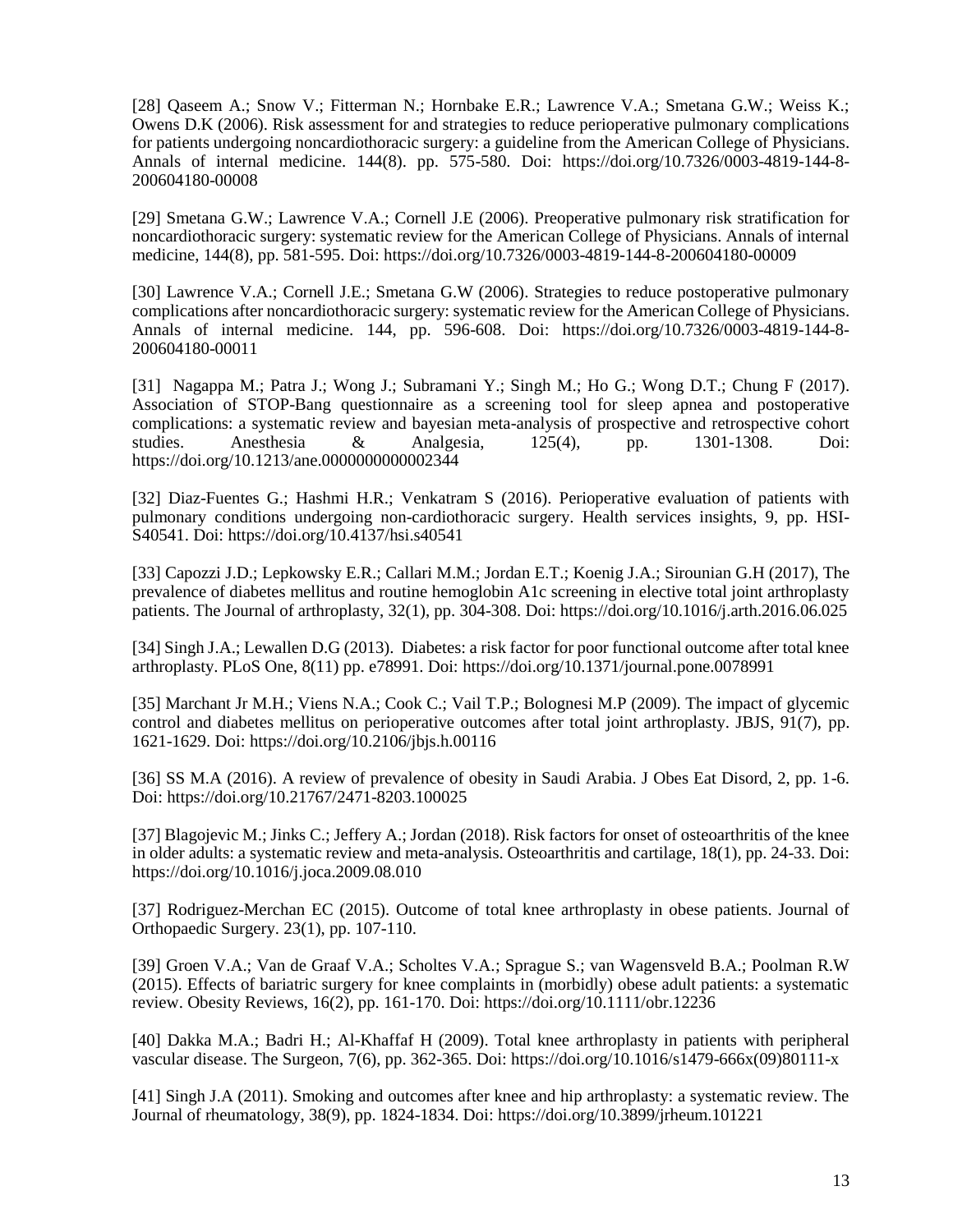[28] Qaseem A.; Snow V.; Fitterman N.; Hornbake E.R.; Lawrence V.A.; Smetana G.W.; Weiss K.; Owens D.K (2006). Risk assessment for and strategies to reduce perioperative pulmonary complications for patients undergoing noncardiothoracic surgery: a guideline from the American College of Physicians. Annals of internal medicine. 144(8). pp. 575-580. Doi: https://doi.org/10.7326/0003-4819-144-8-200604180-00008

[29] Smetana G.W.; Lawrence V.A.; Cornell J.E (2006). Preoperative pulmonary risk stratification for noncardiothoracic surgery: systematic review for the American College of Physicians. Annals of internal medicine, 144(8), pp. 581-595. Doi: https://doi.org/10.7326/0003-4819-144-8-200604180-00009

[30] Lawrence V.A.; Cornell J.E.; Smetana G.W (2006). Strategies to reduce postoperative pulmonary complications after noncardiothoracic surgery: systematic review for the American College of Physicians. Annals of internal medicine. 144, pp. 596-608. Doi: https://doi.org/10.7326/0003-4819-144-8-200604180-00011

[31] Nagappa M.; Patra J.; Wong J.; Subramani Y.; Singh M.; Ho G.; Wong D.T.; Chung F (2017). Association of STOP-Bang questionnaire as a screening tool for sleep apnea and postoperative complications: a systematic review and bayesian meta-analysis of prospective and retrospective cohort studies. Anesthesia & Analgesia, 125(4), pp. 1301-1308. Doi: https://doi.org/10.1213/ane.0000000000002344

[32] Diaz-Fuentes G.; Hashmi H.R.; Venkatram S (2016). Perioperative evaluation of patients with pulmonary conditions undergoing non-cardiothoracic surgery. Health services insights, 9, pp. HSI-S40541. Doi: https://doi.org/10.4137/hsi.s40541

[33] Capozzi J.D.; Lepkowsky E.R.; Callari M.M.; Jordan E.T.; Koenig J.A.; Sirounian G.H (2017), The prevalence of diabetes mellitus and routine hemoglobin A1c screening in elective total joint arthroplasty patients. The Journal of arthroplasty, 32(1), pp. 304-308. Doi: https://doi.org/10.1016/j.arth.2016.06.025

[34] Singh J.A.; Lewallen D.G (2013). Diabetes: a risk factor for poor functional outcome after total knee arthroplasty. PLoS One, 8(11) pp. e78991. Doi: https://doi.org/10.1371/journal.pone.0078991

[35] Marchant Jr M.H.; Viens N.A.; Cook C.; Vail T.P.; Bolognesi M.P (2009). The impact of glycemic control and diabetes mellitus on perioperative outcomes after total joint arthroplasty. JBJS, 91(7), pp. 1621-1629. Doi: https://doi.org/10.2106/jbjs.h.00116

[36] SS M.A (2016). A review of prevalence of obesity in Saudi Arabia. J Obes Eat Disord, 2, pp. 1-6. Doi: https://doi.org/10.21767/2471-8203.100025

[37] Blagojevic M.; Jinks C.; Jeffery A.; Jordan (2018). Risk factors for onset of osteoarthritis of the knee in older adults: a systematic review and meta-analysis. Osteoarthritis and cartilage, 18(1), pp. 24-33. Doi: https://doi.org/10.1016/j.joca.2009.08.010

[37] Rodriguez-Merchan EC (2015). Outcome of total knee arthroplasty in obese patients. Journal of Orthopaedic Surgery. 23(1), pp. 107-110.

[39] Groen V.A.; Van de Graaf V.A.; Scholtes V.A.; Sprague S.; van Wagensveld B.A.; Poolman R.W (2015). Effects of bariatric surgery for knee complaints in (morbidly) obese adult patients: a systematic review. Obesity Reviews, 16(2), pp. 161-170. Doi: https://doi.org/10.1111/obr.12236

[40] Dakka M.A.; Badri H.; Al-Khaffaf H (2009). Total knee arthroplasty in patients with peripheral vascular disease. The Surgeon, 7(6), pp. 362-365. Doi: https://doi.org/10.1016/s1479-666x(09)80111-x

[41] Singh J.A (2011). Smoking and outcomes after knee and hip arthroplasty: a systematic review. The Journal of rheumatology, 38(9), pp. 1824-1834. Doi: https://doi.org/10.3899/jrheum.101221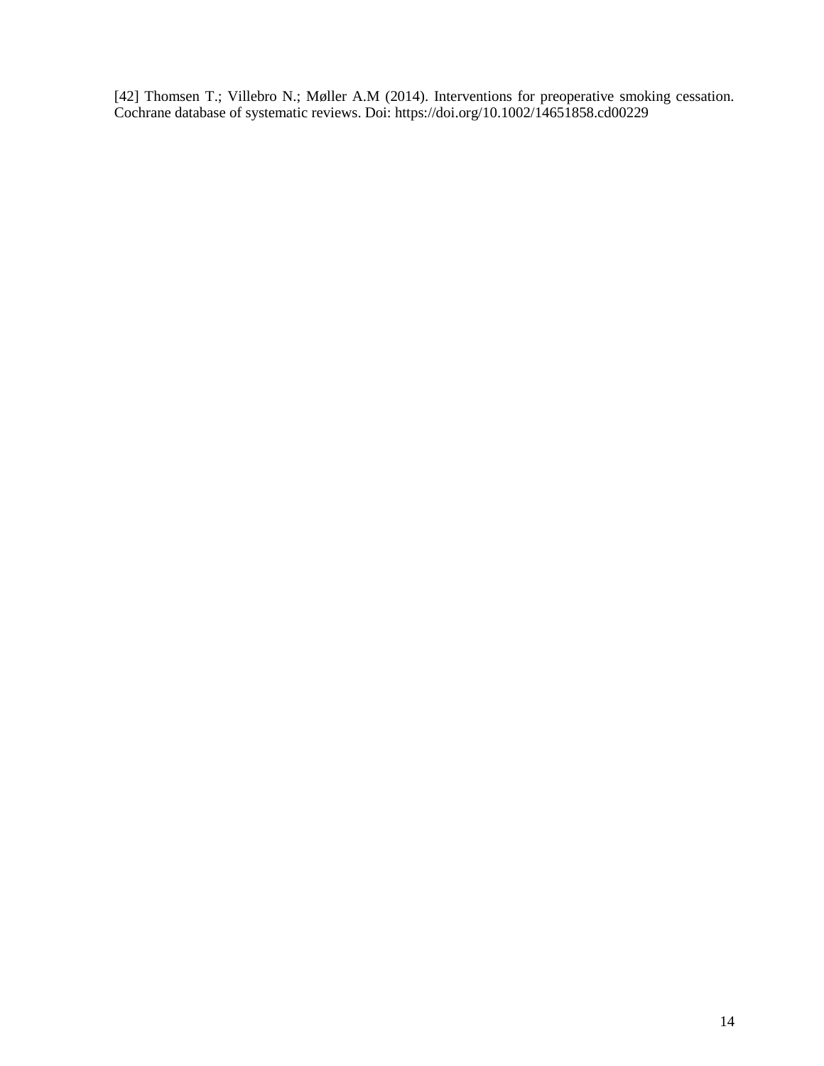[42] Thomsen T.; Villebro N.; Møller A.M (2014). Interventions for preoperative smoking cessation. Cochrane database of systematic reviews. Doi: https://doi.org/10.1002/14651858.cd00229